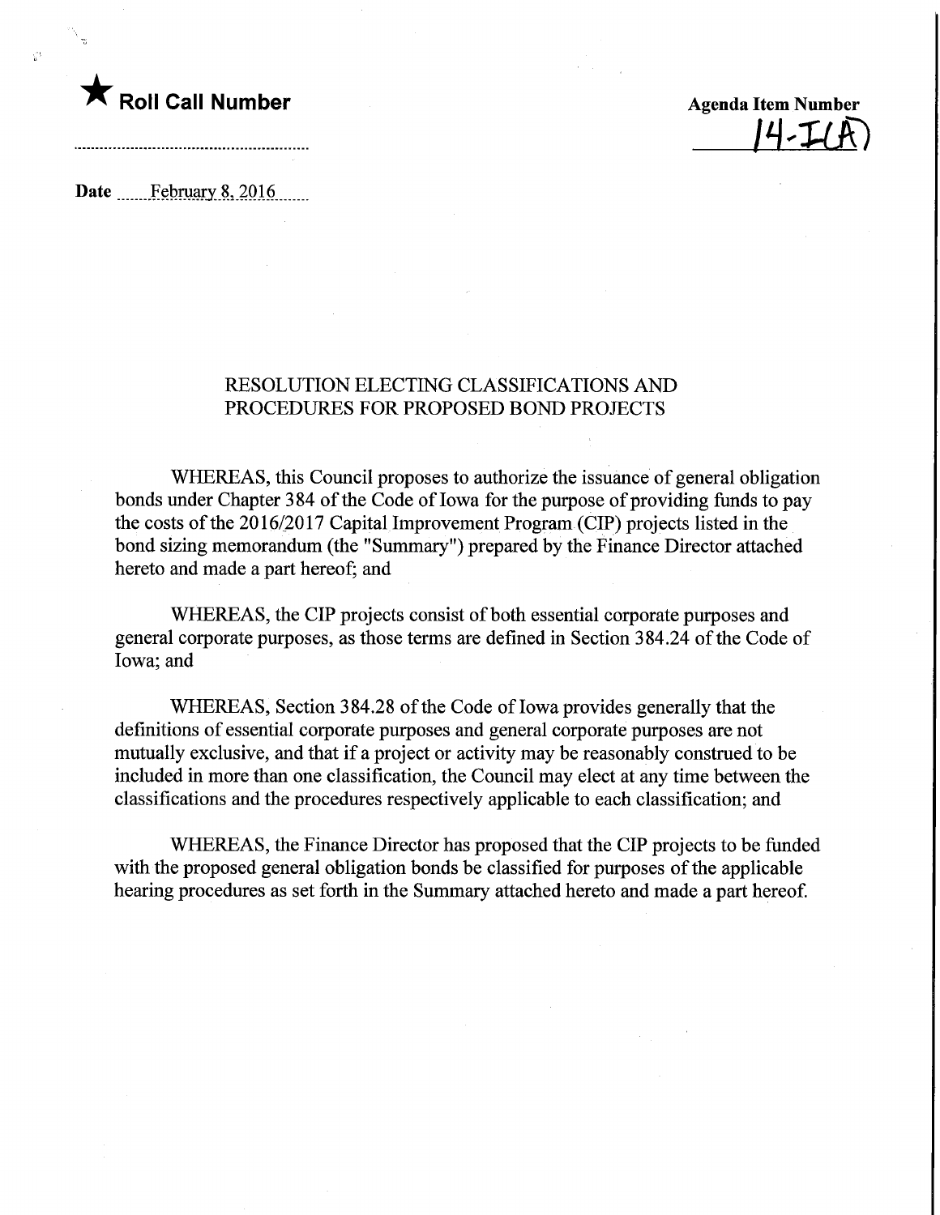★ **Roll Call Number**

..........................................................

**Agenda Item Number**
14-I(A)

**Date** February 8, 2016

## RESOLUTION ELECTING CLASSIFICATIONS AND PROCEDURES FOR PROPOSED BOND PROJECTS

WHEREAS, this Council proposes to authorize the issuance of general obligation bonds under Chapter 384 of the Code of Iowa for the purpose of providing funds to pay the costs of the 2016/2017 Capital Improvement Program (CIP) projects listed in the bond sizing memorandum (the "Summary") prepared by the Finance Director attached hereto and made a part hereof; and

WHEREAS, the CIP projects consist of both essential corporate purposes and general corporate purposes, as those terms are defined in Section 384.24 of the Code of Iowa; and

WHEREAS, Section 384.28 of the Code of Iowa provides generally that the definitions of essential corporate purposes and general corporate purposes are not mutually exclusive, and that if a project or activity may be reasonably construed to be included in more than one classification, the Council may elect at any time between the classifications and the procedures respectively applicable to each classification; and

WHEREAS, the Finance Director has proposed that the CIP projects to be funded with the proposed general obligation bonds be classified for purposes of the applicable hearing procedures as set forth in the Summary attached hereto and made a part hereof.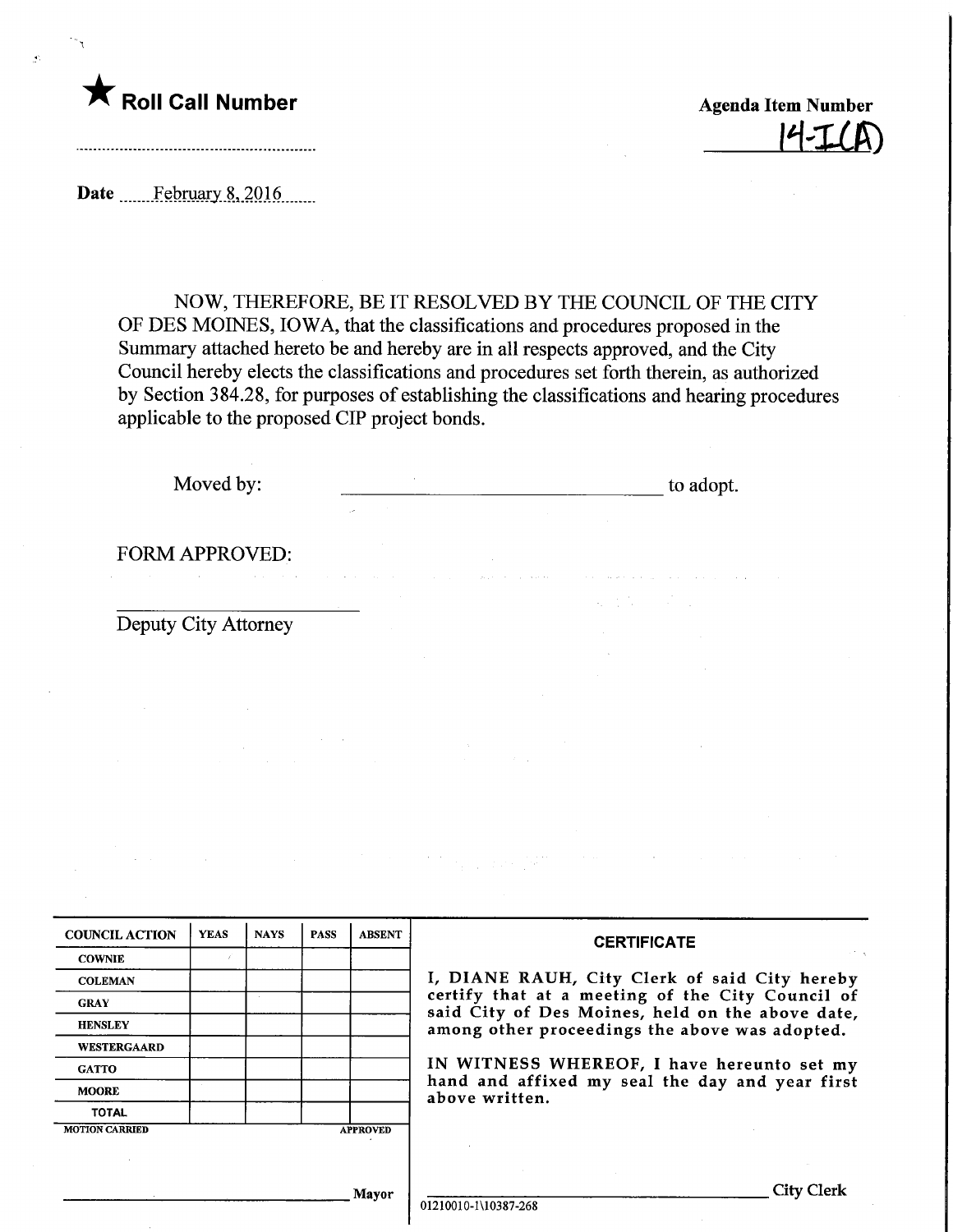★ **Roll Call Number**

Agenda Item Number

14-I(A)

Date February 8, 2016

NOW, THEREFORE, BE IT RESOLVED BY THE COUNCIL OF THE CITY OF DES MOINES, IOWA, that the classifications and procedures proposed in the Summary attached hereto be and hereby are in all respects approved, and the City Council hereby elects the classifications and procedures set forth therein, as authorized by Section 384.28, for purposes of establishing the classifications and hearing procedures applicable to the proposed CIP project bonds.

Moved by: \_\_\_\_\_\_\_\_\_\_\_\_\_\_\_\_\_\_\_\_\_\_\_\_\_\_\_\_\_\_ to adopt.

FORM APPROVED:

\_\_\_\_\_\_\_\_\_\_\_\_\_\_\_\_\_\_\_\_\_\_\_\_\_\_

Deputy City Attorney

| COUNCIL ACTION | YEAS | NAYS | PASS | ABSENT |
|---|---|---|---|---|
| COWNIE | | | | |
| COLEMAN | | | | |
| GRAY | | | | |
| HENSLEY | | | | |
| WESTERGAARD | | | | |
| GATTO | | | | |
| MOORE | | | | |
| TOTAL | | | | |
| MOTION CARRIED | | | | APPROVED |

\_\_\_\_\_\_\_\_\_\_\_\_\_\_\_\_\_\_\_\_\_\_\_\_\_\_\_\_ Mayor

**CERTIFICATE**

I, DIANE RAUH, City Clerk of said City hereby certify that at a meeting of the City Council of said City of Des Moines, held on the above date, among other proceedings the above was adopted.

IN WITNESS WHEREOF, I have hereunto set my hand and affixed my seal the day and year first above written.

\_\_\_\_\_\_\_\_\_\_\_\_\_\_\_\_\_\_\_\_\_\_\_\_\_\_\_\_ City Clerk

01210010-1\10387-268